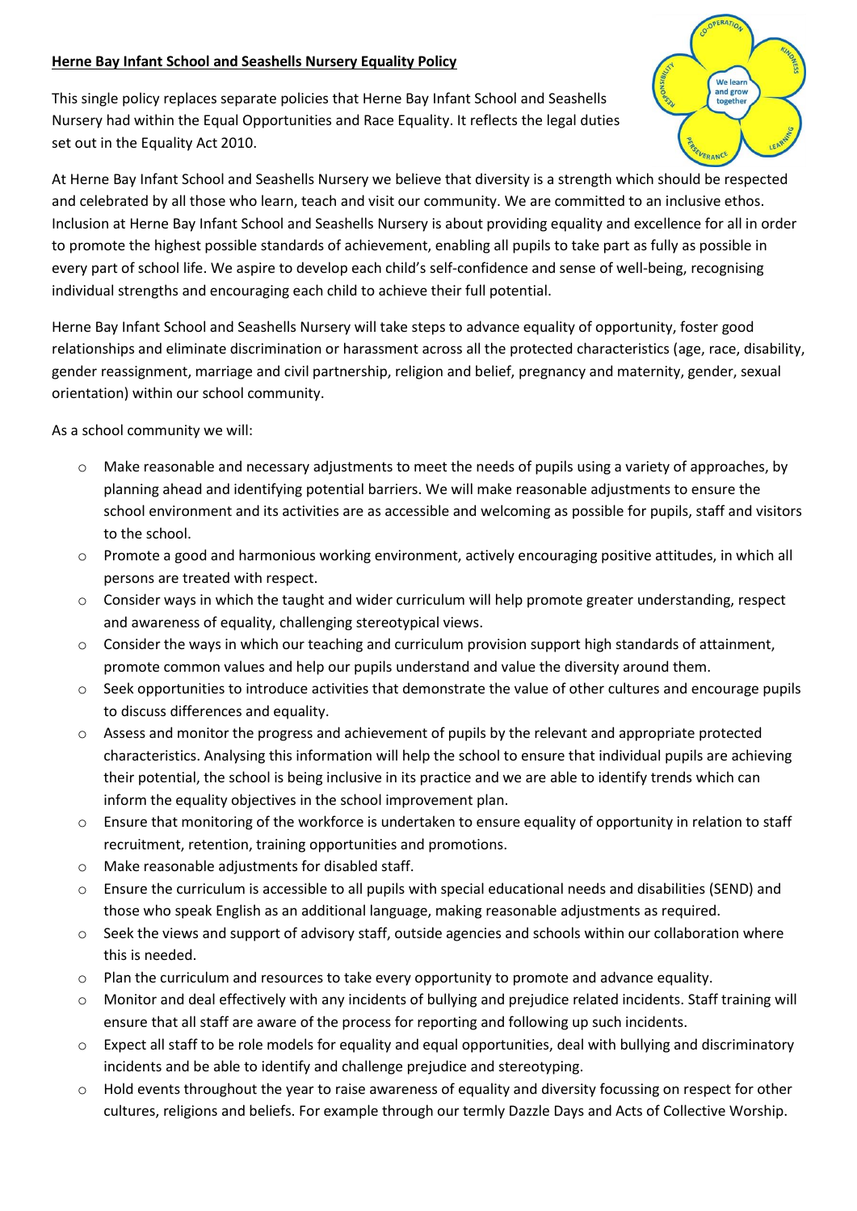**Herne Bay Infant School and Seashells Nursery Equality Policy**

This single policy replaces separate policies that Herne Bay Infant School and Seashells Nursery had within the Equal Opportunities and Race Equality. It reflects the legal duties set out in the Equality Act 2010.

At Herne Bay Infant School and Seashells Nursery we believe that diversity is a strength which should be respected and celebrated by all those who learn, teach and visit our community. We are committed to an inclusive ethos. Inclusion at Herne Bay Infant School and Seashells Nursery is about providing equality and excellence for all in order to promote the highest possible standards of achievement, enabling all pupils to take part as fully as possible in every part of school life. We aspire to develop each child's self-confidence and sense of well-being, recognising individual strengths and encouraging each child to achieve their full potential.

Herne Bay Infant School and Seashells Nursery will take steps to advance equality of opportunity, foster good relationships and eliminate discrimination or harassment across all the protected characteristics (age, race, disability, gender reassignment, marriage and civil partnership, religion and belief, pregnancy and maternity, gender, sexual orientation) within our school community.

As a school community we will:

- Make reasonable and necessary adjustments to meet the needs of pupils using a variety of approaches, by planning ahead and identifying potential barriers. We will make reasonable adjustments to ensure the school environment and its activities are as accessible and welcoming as possible for pupils, staff and visitors to the school.
- Promote a good and harmonious working environment, actively encouraging positive attitudes, in which all persons are treated with respect.
- Consider ways in which the taught and wider curriculum will help promote greater understanding, respect and awareness of equality, challenging stereotypical views.
- Consider the ways in which our teaching and curriculum provision support high standards of attainment, promote common values and help our pupils understand and value the diversity around them.
- Seek opportunities to introduce activities that demonstrate the value of other cultures and encourage pupils to discuss differences and equality.
- Assess and monitor the progress and achievement of pupils by the relevant and appropriate protected characteristics. Analysing this information will help the school to ensure that individual pupils are achieving their potential, the school is being inclusive in its practice and we are able to identify trends which can inform the equality objectives in the school improvement plan.
- Ensure that monitoring of the workforce is undertaken to ensure equality of opportunity in relation to staff recruitment, retention, training opportunities and promotions.
- Make reasonable adjustments for disabled staff.
- Ensure the curriculum is accessible to all pupils with special educational needs and disabilities (SEND) and those who speak English as an additional language, making reasonable adjustments as required.
- Seek the views and support of advisory staff, outside agencies and schools within our collaboration where this is needed.
- Plan the curriculum and resources to take every opportunity to promote and advance equality.
- Monitor and deal effectively with any incidents of bullying and prejudice related incidents. Staff training will ensure that all staff are aware of the process for reporting and following up such incidents.
- Expect all staff to be role models for equality and equal opportunities, deal with bullying and discriminatory incidents and be able to identify and challenge prejudice and stereotyping.
- Hold events throughout the year to raise awareness of equality and diversity focussing on respect for other cultures, religions and beliefs. For example through our termly Dazzle Days and Acts of Collective Worship.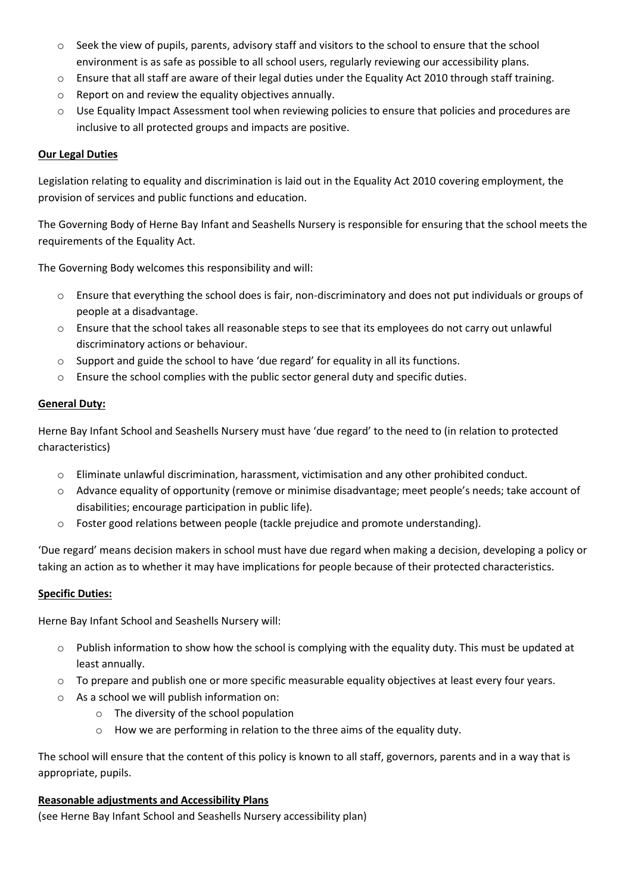- Seek the view of pupils, parents, advisory staff and visitors to the school to ensure that the school environment is as safe as possible to all school users, regularly reviewing our accessibility plans.
- Ensure that all staff are aware of their legal duties under the Equality Act 2010 through staff training.
- Report on and review the equality objectives annually.
- Use Equality Impact Assessment tool when reviewing policies to ensure that policies and procedures are inclusive to all protected groups and impacts are positive.

**Our Legal Duties**

Legislation relating to equality and discrimination is laid out in the Equality Act 2010 covering employment, the provision of services and public functions and education.

The Governing Body of Herne Bay Infant and Seashells Nursery is responsible for ensuring that the school meets the requirements of the Equality Act.

The Governing Body welcomes this responsibility and will:

- Ensure that everything the school does is fair, non-discriminatory and does not put individuals or groups of people at a disadvantage.
- Ensure that the school takes all reasonable steps to see that its employees do not carry out unlawful discriminatory actions or behaviour.
- Support and guide the school to have 'due regard' for equality in all its functions.
- Ensure the school complies with the public sector general duty and specific duties.

**General Duty:**

Herne Bay Infant School and Seashells Nursery must have 'due regard' to the need to (in relation to protected characteristics)

- Eliminate unlawful discrimination, harassment, victimisation and any other prohibited conduct.
- Advance equality of opportunity (remove or minimise disadvantage; meet people's needs; take account of disabilities; encourage participation in public life).
- Foster good relations between people (tackle prejudice and promote understanding).

'Due regard' means decision makers in school must have due regard when making a decision, developing a policy or taking an action as to whether it may have implications for people because of their protected characteristics.

**Specific Duties:**

Herne Bay Infant School and Seashells Nursery will:

- Publish information to show how the school is complying with the equality duty. This must be updated at least annually.
- To prepare and publish one or more specific measurable equality objectives at least every four years.
- As a school we will publish information on:
  - The diversity of the school population
  - How we are performing in relation to the three aims of the equality duty.

The school will ensure that the content of this policy is known to all staff, governors, parents and in a way that is appropriate, pupils.

**Reasonable adjustments and Accessibility Plans**

(see Herne Bay Infant School and Seashells Nursery accessibility plan)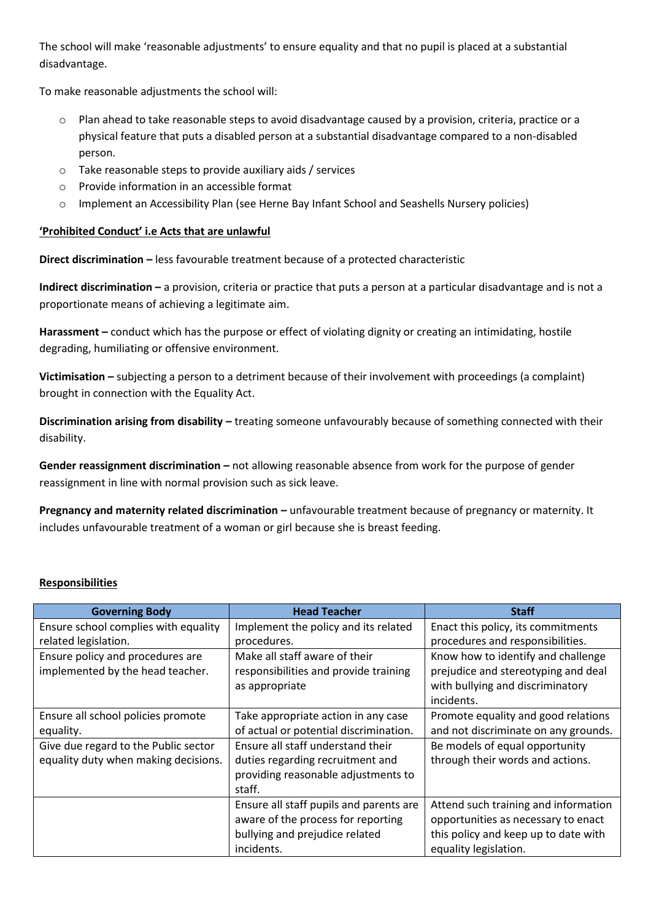The school will make 'reasonable adjustments' to ensure equality and that no pupil is placed at a substantial disadvantage.

To make reasonable adjustments the school will:

- Plan ahead to take reasonable steps to avoid disadvantage caused by a provision, criteria, practice or a physical feature that puts a disabled person at a substantial disadvantage compared to a non-disabled person.
- Take reasonable steps to provide auxiliary aids / services
- Provide information in an accessible format
- Implement an Accessibility Plan (see Herne Bay Infant School and Seashells Nursery policies)

**'Prohibited Conduct' i.e Acts that are unlawful**

**Direct discrimination –** less favourable treatment because of a protected characteristic

**Indirect discrimination –** a provision, criteria or practice that puts a person at a particular disadvantage and is not a proportionate means of achieving a legitimate aim.

**Harassment –** conduct which has the purpose or effect of violating dignity or creating an intimidating, hostile degrading, humiliating or offensive environment.

**Victimisation –** subjecting a person to a detriment because of their involvement with proceedings (a complaint) brought in connection with the Equality Act.

**Discrimination arising from disability –** treating someone unfavourably because of something connected with their disability.

**Gender reassignment discrimination –** not allowing reasonable absence from work for the purpose of gender reassignment in line with normal provision such as sick leave.

**Pregnancy and maternity related discrimination –** unfavourable treatment because of pregnancy or maternity. It includes unfavourable treatment of a woman or girl because she is breast feeding.

**Responsibilities**

| Governing Body | Head Teacher | Staff |
|---|---|---|
| Ensure school complies with equality related legislation. | Implement the policy and its related procedures. | Enact this policy, its commitments procedures and responsibilities. |
| Ensure policy and procedures are implemented by the head teacher. | Make all staff aware of their responsibilities and provide training as appropriate | Know how to identify and challenge prejudice and stereotyping and deal with bullying and discriminatory incidents. |
| Ensure all school policies promote equality. | Take appropriate action in any case of actual or potential discrimination. | Promote equality and good relations and not discriminate on any grounds. |
| Give due regard to the Public sector equality duty when making decisions. | Ensure all staff understand their duties regarding recruitment and providing reasonable adjustments to staff. | Be models of equal opportunity through their words and actions. |
| | Ensure all staff pupils and parents are aware of the process for reporting bullying and prejudice related incidents. | Attend such training and information opportunities as necessary to enact this policy and keep up to date with equality legislation. |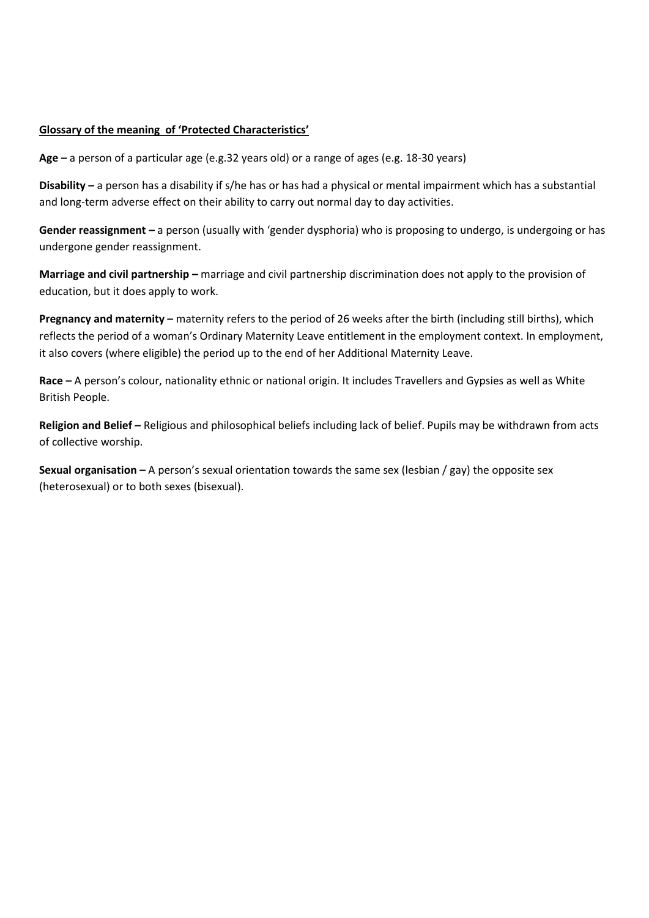**Glossary of the meaning  of 'Protected Characteristics'**

**Age –** a person of a particular age (e.g.32 years old) or a range of ages (e.g. 18-30 years)

**Disability –** a person has a disability if s/he has or has had a physical or mental impairment which has a substantial and long-term adverse effect on their ability to carry out normal day to day activities.

**Gender reassignment –** a person (usually with 'gender dysphoria) who is proposing to undergo, is undergoing or has undergone gender reassignment.

**Marriage and civil partnership –** marriage and civil partnership discrimination does not apply to the provision of education, but it does apply to work.

**Pregnancy and maternity –** maternity refers to the period of 26 weeks after the birth (including still births), which reflects the period of a woman's Ordinary Maternity Leave entitlement in the employment context. In employment, it also covers (where eligible) the period up to the end of her Additional Maternity Leave.

**Race –** A person's colour, nationality ethnic or national origin. It includes Travellers and Gypsies as well as White British People.

**Religion and Belief –** Religious and philosophical beliefs including lack of belief. Pupils may be withdrawn from acts of collective worship.

**Sexual organisation –** A person's sexual orientation towards the same sex (lesbian / gay) the opposite sex (heterosexual) or to both sexes (bisexual).